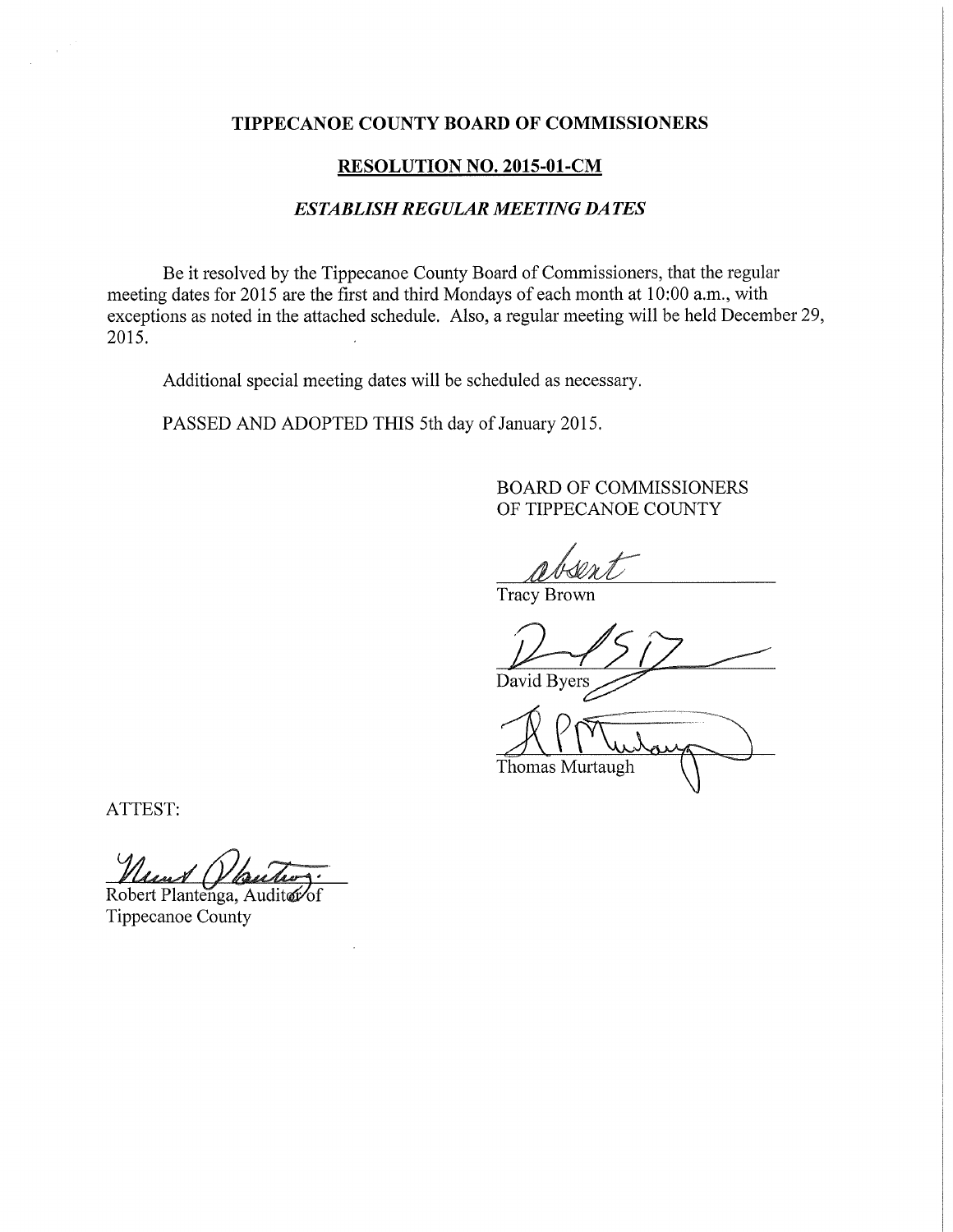**TIPPECANOE COUNTY BOARD OF COMMISSIONERS**

**RESOLUTION NO. 2015-01-CM**

***ESTABLISH REGULAR MEETING DATES***

Be it resolved by the Tippecanoe County Board of Commissioners, that the regular meeting dates for 2015 are the first and third Mondays of each month at 10:00 a.m., with exceptions as noted in the attached schedule. Also, a regular meeting will be held December 29, 2015.

Additional special meeting dates will be scheduled as necessary.

PASSED AND ADOPTED THIS 5th day of January 2015.

BOARD OF COMMISSIONERS
OF TIPPECANOE COUNTY

absent
Tracy Brown

David Byers

Thomas Murtaugh

ATTEST:

Robert Plantenga, Auditor of
Tippecanoe County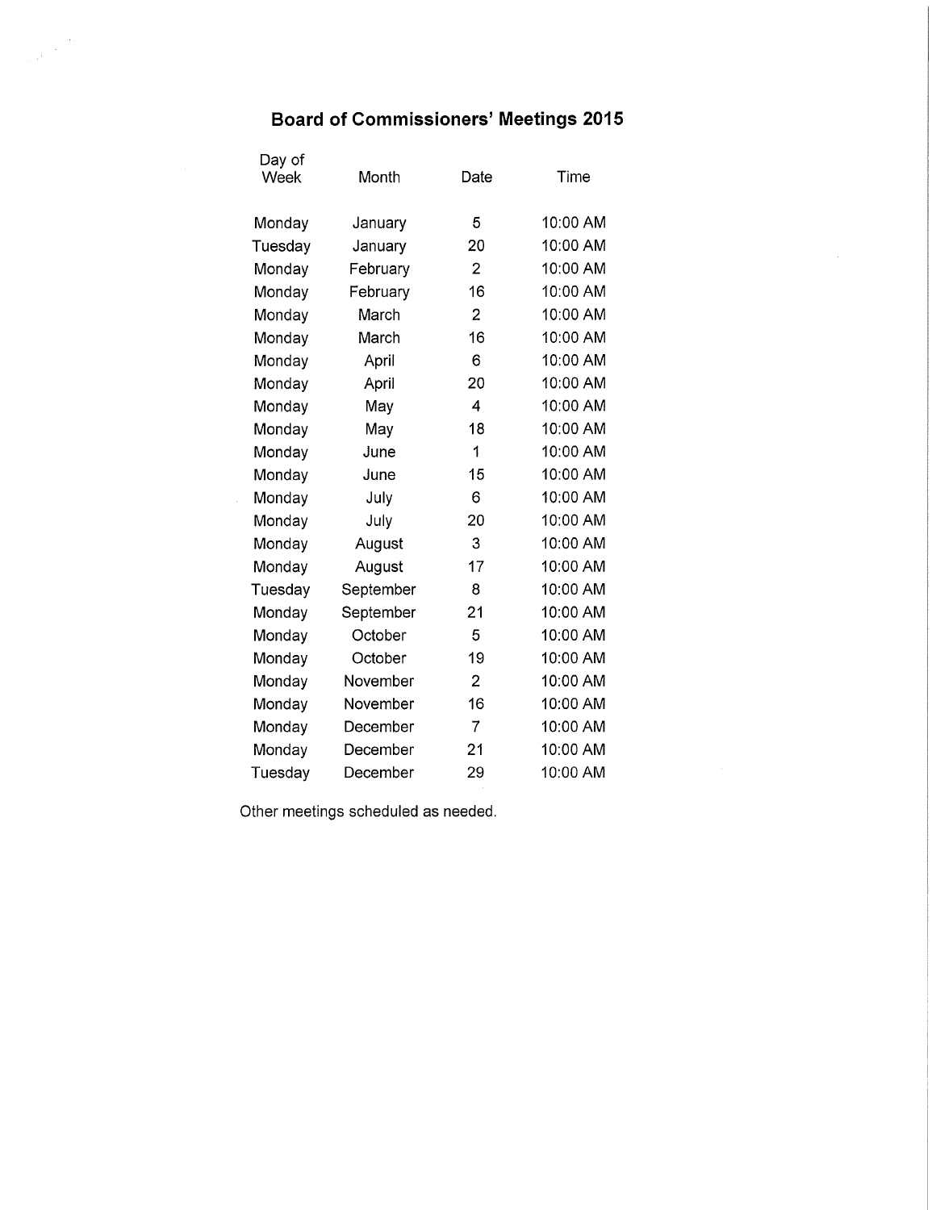# Board of Commissioners' Meetings 2015

| Day of Week | Month | Date | Time |
|---|---|---|---|
| Monday | January | 5 | 10:00 AM |
| Tuesday | January | 20 | 10:00 AM |
| Monday | February | 2 | 10:00 AM |
| Monday | February | 16 | 10:00 AM |
| Monday | March | 2 | 10:00 AM |
| Monday | March | 16 | 10:00 AM |
| Monday | April | 6 | 10:00 AM |
| Monday | April | 20 | 10:00 AM |
| Monday | May | 4 | 10:00 AM |
| Monday | May | 18 | 10:00 AM |
| Monday | June | 1 | 10:00 AM |
| Monday | June | 15 | 10:00 AM |
| Monday | July | 6 | 10:00 AM |
| Monday | July | 20 | 10:00 AM |
| Monday | August | 3 | 10:00 AM |
| Monday | August | 17 | 10:00 AM |
| Tuesday | September | 8 | 10:00 AM |
| Monday | September | 21 | 10:00 AM |
| Monday | October | 5 | 10:00 AM |
| Monday | October | 19 | 10:00 AM |
| Monday | November | 2 | 10:00 AM |
| Monday | November | 16 | 10:00 AM |
| Monday | December | 7 | 10:00 AM |
| Monday | December | 21 | 10:00 AM |
| Tuesday | December | 29 | 10:00 AM |

Other meetings scheduled as needed.